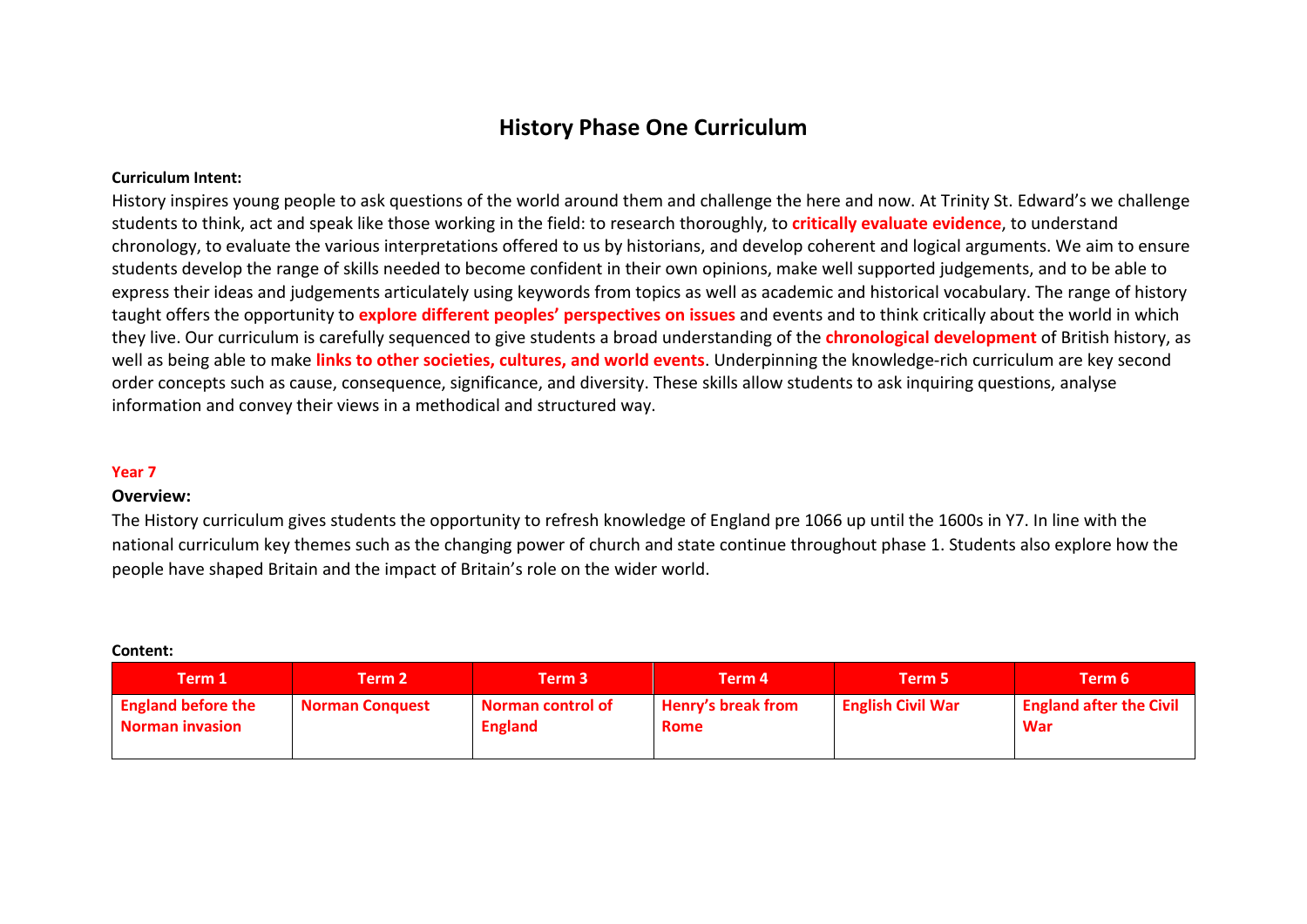# History Phase One Curriculum

**Curriculum Intent:**

History inspires young people to ask questions of the world around them and challenge the here and now. At Trinity St. Edward's we challenge students to think, act and speak like those working in the field: to research thoroughly, to **critically evaluate evidence**, to understand chronology, to evaluate the various interpretations offered to us by historians, and develop coherent and logical arguments. We aim to ensure students develop the range of skills needed to become confident in their own opinions, make well supported judgements, and to be able to express their ideas and judgements articulately using keywords from topics as well as academic and historical vocabulary. The range of history taught offers the opportunity to **explore different peoples' perspectives on issues** and events and to think critically about the world in which they live. Our curriculum is carefully sequenced to give students a broad understanding of the **chronological development** of British history, as well as being able to make **links to other societies, cultures, and world events**. Underpinning the knowledge-rich curriculum are key second order concepts such as cause, consequence, significance, and diversity. These skills allow students to ask inquiring questions, analyse information and convey their views in a methodical and structured way.

## Year 7

**Overview:**

The History curriculum gives students the opportunity to refresh knowledge of England pre 1066 up until the 1600s in Y7. In line with the national curriculum key themes such as the changing power of church and state continue throughout phase 1. Students also explore how the people have shaped Britain and the impact of Britain's role on the wider world.

**Content:**

| Term 1 | Term 2 | Term 3 | Term 4 | Term 5 | Term 6 |
|---|---|---|---|---|---|
| **England before the Norman invasion** | **Norman Conquest** | **Norman control of England** | **Henry's break from Rome** | **English Civil War** | **England after the Civil War** |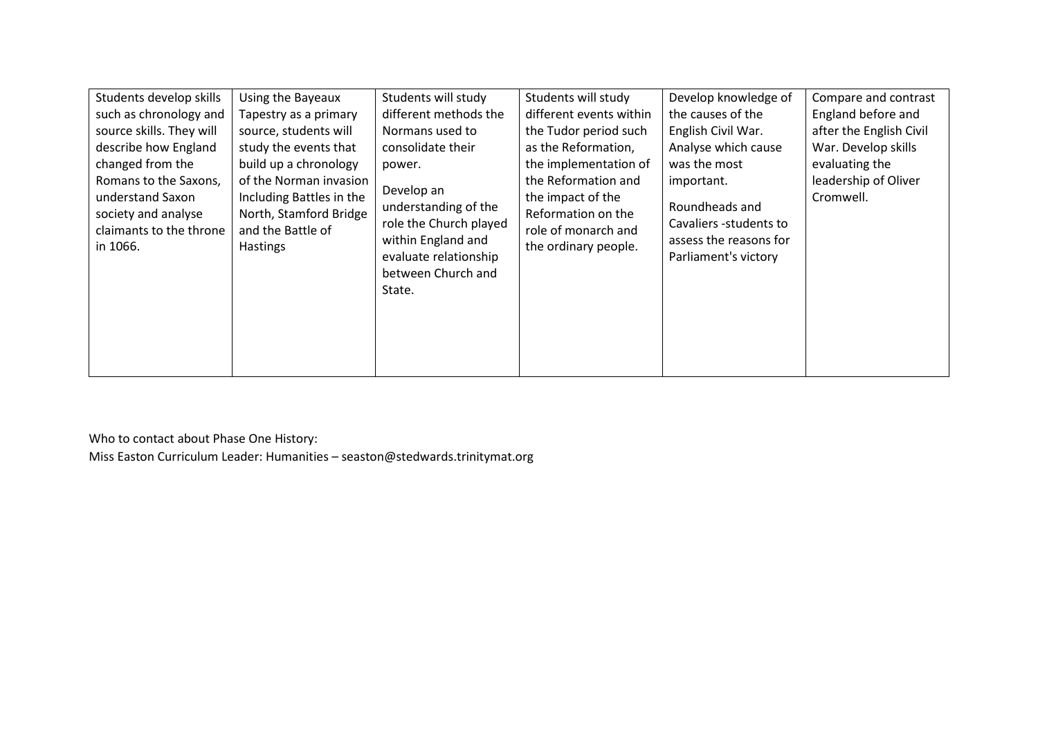| | | | | | |
|---|---|---|---|---|---|
| Students develop skills such as chronology and source skills. They will describe how England changed from the Romans to the Saxons, understand Saxon society and analyse claimants to the throne in 1066. | Using the Bayeaux Tapestry as a primary source, students will study the events that build up a chronology of the Norman invasion Including Battles in the North, Stamford Bridge and the Battle of Hastings | Students will study different methods the Normans used to consolidate their power.<br><br>Develop an understanding of the role the Church played within England and evaluate relationship between Church and State. | Students will study different events within the Tudor period such as the Reformation, the implementation of the Reformation and the impact of the Reformation on the role of monarch and the ordinary people. | Develop knowledge of the causes of the English Civil War. Analyse which cause was the most important.<br><br>Roundheads and Cavaliers -students to assess the reasons for Parliament's victory | Compare and contrast England before and after the English Civil War. Develop skills evaluating the leadership of Oliver Cromwell. |

Who to contact about Phase One History:
Miss Easton Curriculum Leader: Humanities – seaston@stedwards.trinitymat.org